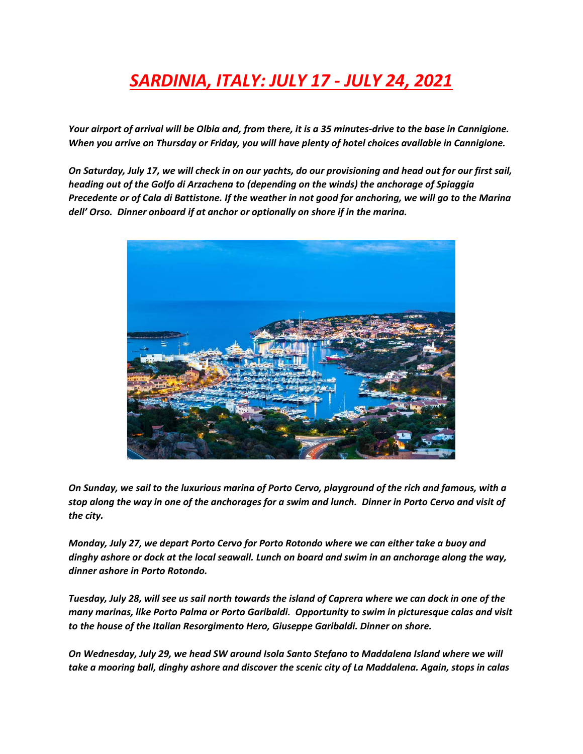# *SARDINIA, ITALY: JULY 17 - JULY 24, 2021*

***Your airport of arrival will be Olbia and, from there, it is a 35 minutes-drive to the base in Cannigione. When you arrive on Thursday or Friday, you will have plenty of hotel choices available in Cannigione.***

***On Saturday, July 17, we will check in on our yachts, do our provisioning and head out for our first sail, heading out of the Golfo di Arzachena to (depending on the winds) the anchorage of Spiaggia Precedente or of Cala di Battistone. If the weather in not good for anchoring, we will go to the Marina dell' Orso. Dinner onboard if at anchor or optionally on shore if in the marina.***

***On Sunday, we sail to the luxurious marina of Porto Cervo, playground of the rich and famous, with a stop along the way in one of the anchorages for a swim and lunch. Dinner in Porto Cervo and visit of the city.***

***Monday, July 27, we depart Porto Cervo for Porto Rotondo where we can either take a buoy and dinghy ashore or dock at the local seawall. Lunch on board and swim in an anchorage along the way, dinner ashore in Porto Rotondo.***

***Tuesday, July 28, will see us sail north towards the island of Caprera where we can dock in one of the many marinas, like Porto Palma or Porto Garibaldi. Opportunity to swim in picturesque calas and visit to the house of the Italian Resorgimento Hero, Giuseppe Garibaldi. Dinner on shore.***

***On Wednesday, July 29, we head SW around Isola Santo Stefano to Maddalena Island where we will take a mooring ball, dinghy ashore and discover the scenic city of La Maddalena. Again, stops in calas***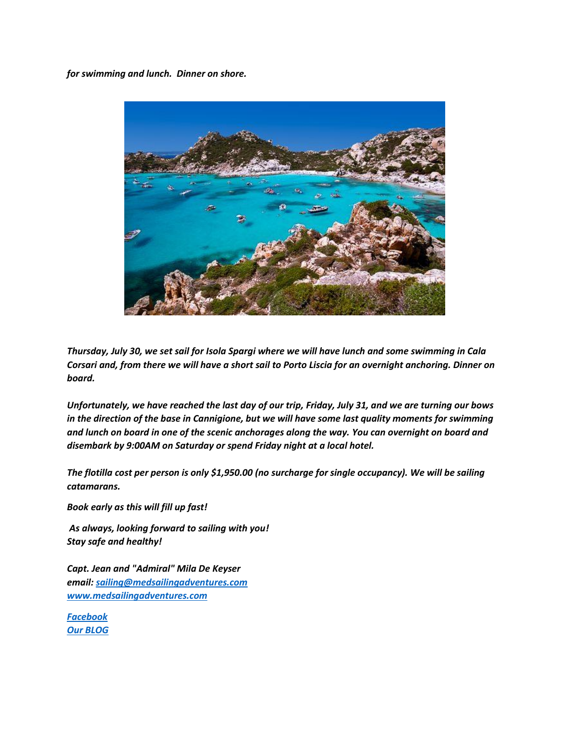*for swimming and lunch. Dinner on shore.*

*Thursday, July 30, we set sail for Isola Spargi where we will have lunch and some swimming in Cala Corsari and, from there we will have a short sail to Porto Liscia for an overnight anchoring. Dinner on board.*

*Unfortunately, we have reached the last day of our trip, Friday, July 31, and we are turning our bows in the direction of the base in Cannigione, but we will have some last quality moments for swimming and lunch on board in one of the scenic anchorages along the way. You can overnight on board and disembark by 9:00AM on Saturday or spend Friday night at a local hotel.*

*The flotilla cost per person is only $1,950.00 (no surcharge for single occupancy). We will be sailing catamarans.*

*Book early as this will fill up fast!*

*As always, looking forward to sailing with you!*
*Stay safe and healthy!*

*Capt. Jean and "Admiral" Mila De Keyser*
*email: [sailing@medsailingadventures.com](mailto:sailing@medsailingadventures.com)*
*[www.medsailingadventures.com](http://www.medsailingadventures.com)*

*Facebook*
*Our BLOG*